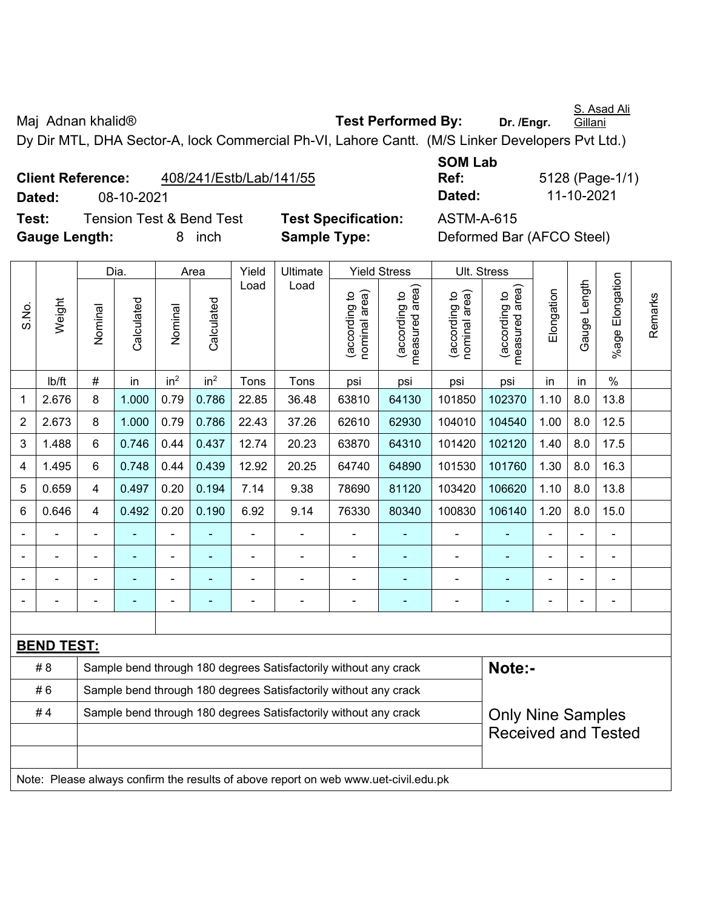Maj Adnan khalid® **Test Performed By:** **Dr. /Engr.** S. Asad Ali Gillani

Dy Dir MTL, DHA Sector-A, lock Commercial Ph-VI, Lahore Cantt. (M/S Linker Developers Pvt Ltd.)

**Client Reference:** 408/241/Estb/Lab/141/55 **SOM Lab Ref:** 5128 (Page-1/1)

**Dated:** 08-10-2021 **Dated:** 11-10-2021

**Test:** Tension Test & Bend Test **Test Specification:** ASTM-A-615

**Gauge Length:** 8 inch **Sample Type:** Deformed Bar (AFCO Steel)

| S.No. | Weight | Dia. | | Area | | Yield Load | Ultimate Load | Yield Stress | | Ult. Stress | | Elongation | Gauge Length | %age Elongation | Remarks |
|---|---|---|---|---|---|---|---|---|---|---|---|---|---|---|---|
| | | Nominal | Calculated | Nominal | Calculated | | | (according to nominal area) | (according to measured area) | (according to nominal area) | (according to measured area) | | | | |
| | lb/ft | # | in | in$^2$ | in$^2$ | Tons | Tons | psi | psi | psi | psi | in | in | % | |
| 1 | 2.676 | 8 | 1.000 | 0.79 | 0.786 | 22.85 | 36.48 | 63810 | 64130 | 101850 | 102370 | 1.10 | 8.0 | 13.8 | |
| 2 | 2.673 | 8 | 1.000 | 0.79 | 0.786 | 22.43 | 37.26 | 62610 | 62930 | 104010 | 104540 | 1.00 | 8.0 | 12.5 | |
| 3 | 1.488 | 6 | 0.746 | 0.44 | 0.437 | 12.74 | 20.23 | 63870 | 64310 | 101420 | 102120 | 1.40 | 8.0 | 17.5 | |
| 4 | 1.495 | 6 | 0.748 | 0.44 | 0.439 | 12.92 | 20.25 | 64740 | 64890 | 101530 | 101760 | 1.30 | 8.0 | 16.3 | |
| 5 | 0.659 | 4 | 0.497 | 0.20 | 0.194 | 7.14 | 9.38 | 78690 | 81120 | 103420 | 106620 | 1.10 | 8.0 | 13.8 | |
| 6 | 0.646 | 4 | 0.492 | 0.20 | 0.190 | 6.92 | 9.14 | 76330 | 80340 | 100830 | 106140 | 1.20 | 8.0 | 15.0 | |
| - | - | - | - | - | - | - | - | - | - | - | - | - | - | - | |
| - | - | - | - | - | - | - | - | - | - | - | - | - | - | - | |
| - | - | - | - | - | - | - | - | - | - | - | - | - | - | - | |
| - | - | - | - | - | - | - | - | - | - | - | - | - | - | - | |

**BEND TEST:**

| | | |
|---|---|---|
| # 8 | Sample bend through 180 degrees Satisfactorily without any crack | **Note:-** |
| # 6 | Sample bend through 180 degrees Satisfactorily without any crack | |
| # 4 | Sample bend through 180 degrees Satisfactorily without any crack | Only Nine Samples Received and Tested |

Note: Please always confirm the results of above report on web www.uet-civil.edu.pk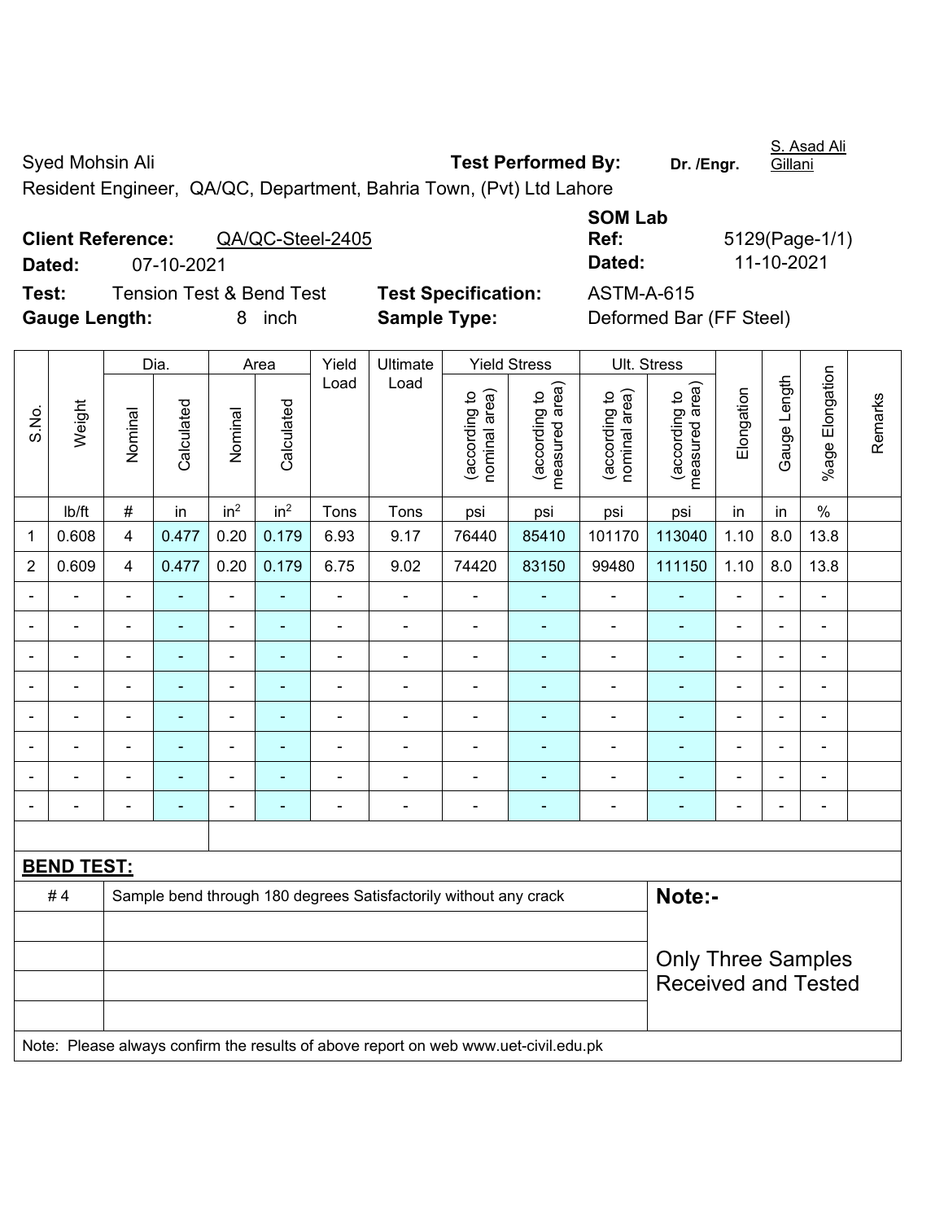Syed Mohsin Ali

Resident Engineer, QA/QC, Department, Bahria Town, (Pvt) Ltd Lahore

**Test Performed By:** Dr. /Engr. S. Asad Ali Gillani

**Client Reference:** QA/QC-Steel-2405

**Dated:** 07-10-2021

**SOM Lab Ref:** 5129(Page-1/1)

**Dated:** 11-10-2021

**Test:** Tension Test & Bend Test

**Test Specification:** ASTM-A-615

**Gauge Length:** 8 inch

**Sample Type:** Deformed Bar (FF Steel)

| S.No. | Weight | Dia. | | Area | | Yield Load | Ultimate Load | Yield Stress | | Ult. Stress | | Elongation | Gauge Length | %age Elongation | Remarks |
|---|---|---|---|---|---|---|---|---|---|---|---|---|---|---|---|
| | | Nominal | Calculated | Nominal | Calculated | | | (according to nominal area) | (according to measured area) | (according to nominal area) | (according to measured area) | | | | |
| | lb/ft | # | in | $in^2$ | $in^2$ | Tons | Tons | psi | psi | psi | psi | in | in | % | |
| 1 | 0.608 | 4 | 0.477 | 0.20 | 0.179 | 6.93 | 9.17 | 76440 | 85410 | 101170 | 113040 | 1.10 | 8.0 | 13.8 | |
| 2 | 0.609 | 4 | 0.477 | 0.20 | 0.179 | 6.75 | 9.02 | 74420 | 83150 | 99480 | 111150 | 1.10 | 8.0 | 13.8 | |
| - | - | - | - | - | - | - | - | - | - | - | - | - | - | - | |
| - | - | - | - | - | - | - | - | - | - | - | - | - | - | - | |
| - | - | - | - | - | - | - | - | - | - | - | - | - | - | - | |
| - | - | - | - | - | - | - | - | - | - | - | - | - | - | - | |
| - | - | - | - | - | - | - | - | - | - | - | - | - | - | - | |
| - | - | - | - | - | - | - | - | - | - | - | - | - | - | - | |
| - | - | - | - | - | - | - | - | - | - | - | - | - | - | - | |
| - | - | - | - | - | - | - | - | - | - | - | - | - | - | - | |

**BEND TEST:**

| | | |
|---|---|---|
| # 4 | Sample bend through 180 degrees Satisfactorily without any crack | **Note:-** Only Three Samples Received and Tested |

Note: Please always confirm the results of above report on web www.uet-civil.edu.pk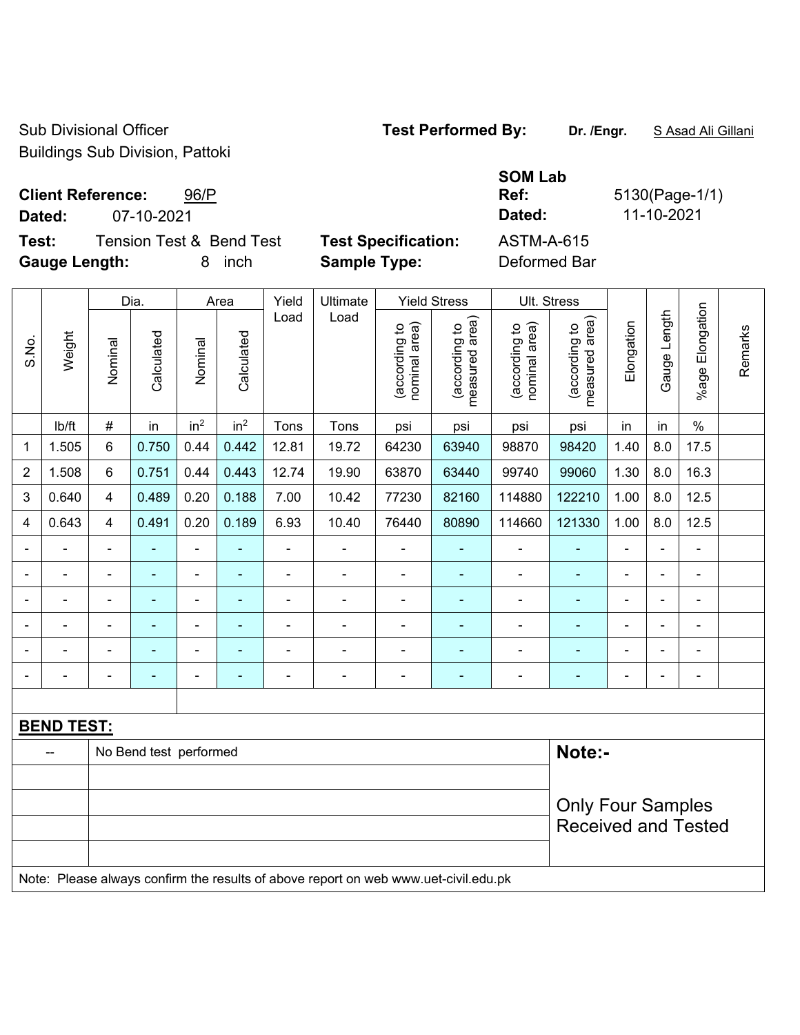Sub Divisional Officer
Buildings Sub Division, Pattoki

**Test Performed By:** **Dr. /Engr.** S Asad Ali Gillani

**Client Reference:** 96/P
**Dated:** 07-10-2021

**SOM Lab Ref:** 5130(Page-1/1)
**Dated:** 11-10-2021

**Test:** Tension Test & Bend Test
**Gauge Length:** 8 inch

**Test Specification:** ASTM-A-615
**Sample Type:** Deformed Bar

| S.No. | Weight | Dia. | | Area | | Yield Load | Ultimate Load | Yield Stress | | Ult. Stress | | Elongation | Gauge Length | %age Elongation | Remarks |
|---|---|---|---|---|---|---|---|---|---|---|---|---|---|---|---|
| | | Nominal | Calculated | Nominal | Calculated | | | (according to nominal area) | (according to measured area) | (according to nominal area) | (according to measured area) | | | | |
| | lb/ft | # | in | $in^2$ | $in^2$ | Tons | Tons | psi | psi | psi | psi | in | in | % | |
| 1 | 1.505 | 6 | 0.750 | 0.44 | 0.442 | 12.81 | 19.72 | 64230 | 63940 | 98870 | 98420 | 1.40 | 8.0 | 17.5 | |
| 2 | 1.508 | 6 | 0.751 | 0.44 | 0.443 | 12.74 | 19.90 | 63870 | 63440 | 99740 | 99060 | 1.30 | 8.0 | 16.3 | |
| 3 | 0.640 | 4 | 0.489 | 0.20 | 0.188 | 7.00 | 10.42 | 77230 | 82160 | 114880 | 122210 | 1.00 | 8.0 | 12.5 | |
| 4 | 0.643 | 4 | 0.491 | 0.20 | 0.189 | 6.93 | 10.40 | 76440 | 80890 | 114660 | 121330 | 1.00 | 8.0 | 12.5 | |
| - | - | - | - | - | - | - | - | - | - | - | - | - | - | - | |
| - | - | - | - | - | - | - | - | - | - | - | - | - | - | - | |
| - | - | - | - | - | - | - | - | - | - | - | - | - | - | - | |
| - | - | - | - | - | - | - | - | - | - | - | - | - | - | - | |
| - | - | - | - | - | - | - | - | - | - | - | - | - | - | - | |
| - | - | - | - | - | - | - | - | - | - | - | - | - | - | - | |

**BEND TEST:**

| -- | No Bend test performed |
|---|---|

**Note:-**

Only Four Samples Received and Tested

Note: Please always confirm the results of above report on web www.uet-civil.edu.pk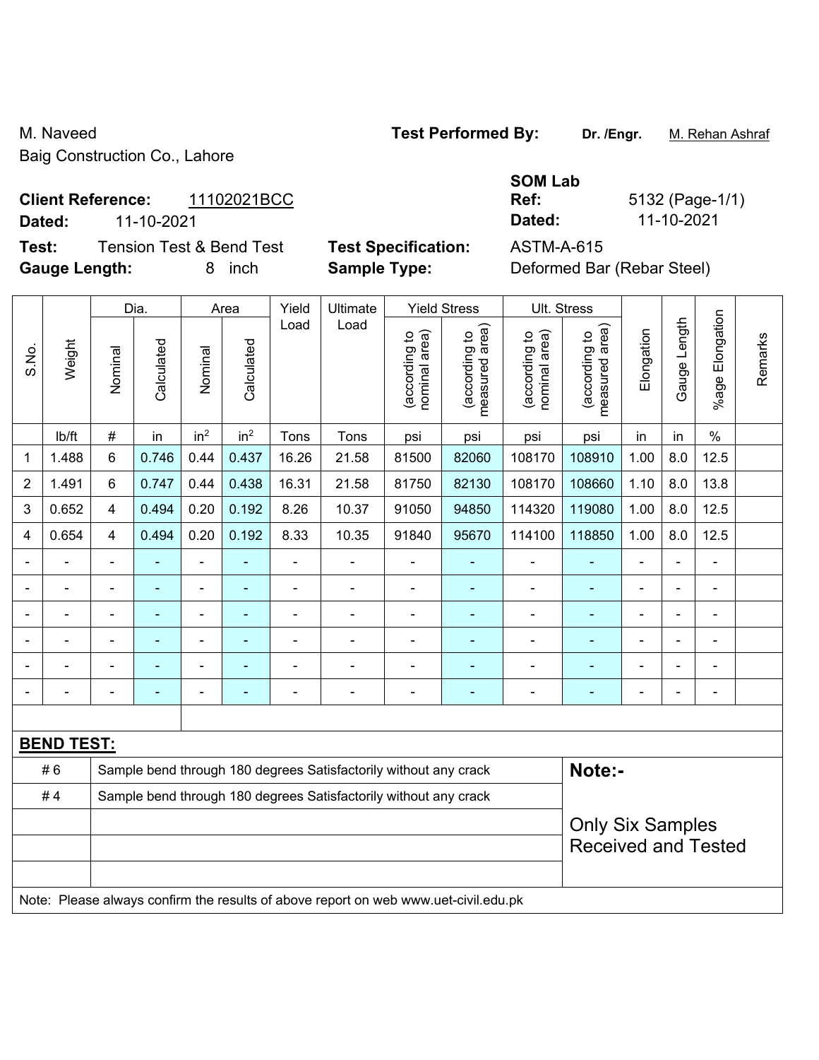M. Naveed
Baig Construction Co., Lahore

**Test Performed By:** **Dr. /Engr.** M. Rehan Ashraf

**Client Reference:** 11102021BCC
**Dated:** 11-10-2021

**SOM Lab Ref:** 5132 (Page-1/1)
**Dated:** 11-10-2021

**Test:** Tension Test & Bend Test
**Gauge Length:** 8 inch

**Test Specification:** ASTM-A-615
**Sample Type:** Deformed Bar (Rebar Steel)

| S.No. | Weight | Dia. | | Area | | Yield Load | Ultimate Load | Yield Stress | | Ult. Stress | | Elongation | Gauge Length | %age Elongation | Remarks |
|---|---|---|---|---|---|---|---|---|---|---|---|---|---|---|---|
| | | Nominal | Calculated | Nominal | Calculated | | | (according to nominal area) | (according to measured area) | (according to nominal area) | (according to measured area) | | | | |
| | lb/ft | # | in | $in^2$ | $in^2$ | Tons | Tons | psi | psi | psi | psi | in | in | % | |
| 1 | 1.488 | 6 | 0.746 | 0.44 | 0.437 | 16.26 | 21.58 | 81500 | 82060 | 108170 | 108910 | 1.00 | 8.0 | 12.5 | |
| 2 | 1.491 | 6 | 0.747 | 0.44 | 0.438 | 16.31 | 21.58 | 81750 | 82130 | 108170 | 108660 | 1.10 | 8.0 | 13.8 | |
| 3 | 0.652 | 4 | 0.494 | 0.20 | 0.192 | 8.26 | 10.37 | 91050 | 94850 | 114320 | 119080 | 1.00 | 8.0 | 12.5 | |
| 4 | 0.654 | 4 | 0.494 | 0.20 | 0.192 | 8.33 | 10.35 | 91840 | 95670 | 114100 | 118850 | 1.00 | 8.0 | 12.5 | |
| - | - | - | - | - | - | - | - | - | - | - | - | - | - | - | |
| - | - | - | - | - | - | - | - | - | - | - | - | - | - | - | |
| - | - | - | - | - | - | - | - | - | - | - | - | - | - | - | |
| - | - | - | - | - | - | - | - | - | - | - | - | - | - | - | |
| - | - | - | - | - | - | - | - | - | - | - | - | - | - | - | |
| - | - | - | - | - | - | - | - | - | - | - | - | - | - | - | |

**BEND TEST:**

| | | |
|---|---|---|
| # 6 | Sample bend through 180 degrees Satisfactorily without any crack | **Note:-** |
| # 4 | Sample bend through 180 degrees Satisfactorily without any crack | Only Six Samples Received and Tested |

Note: Please always confirm the results of above report on web www.uet-civil.edu.pk